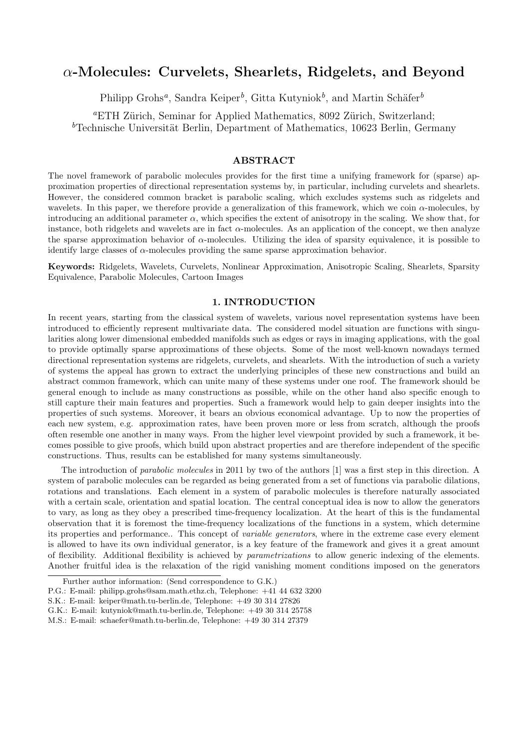# $\alpha$-Molecules: Curvelets, Shearlets, Ridgelets, and Beyond

Philipp Grohs[a], Sandra Keiper[b], Gitta Kutyniok[b], and Martin Schäfer[b]

[a]ETH Zürich, Seminar for Applied Mathematics, 8092 Zürich, Switzerland;
[b]Technische Universität Berlin, Department of Mathematics, 10623 Berlin, Germany

## ABSTRACT

The novel framework of parabolic molecules provides for the first time a unifying framework for (sparse) approximation properties of directional representation systems by, in particular, including curvelets and shearlets. However, the considered common bracket is parabolic scaling, which excludes systems such as ridgelets and wavelets. In this paper, we therefore provide a generalization of this framework, which we coin $\alpha$-molecules, by introducing an additional parameter $\alpha$, which specifies the extent of anisotropy in the scaling. We show that, for instance, both ridgelets and wavelets are in fact $\alpha$-molecules. As an application of the concept, we then analyze the sparse approximation behavior of $\alpha$-molecules. Utilizing the idea of sparsity equivalence, it is possible to identify large classes of $\alpha$-molecules providing the same sparse approximation behavior.

**Keywords:** Ridgelets, Wavelets, Curvelets, Nonlinear Approximation, Anisotropic Scaling, Shearlets, Sparsity Equivalence, Parabolic Molecules, Cartoon Images

## 1. INTRODUCTION

In recent years, starting from the classical system of wavelets, various novel representation systems have been introduced to efficiently represent multivariate data. The considered model situation are functions with singularities along lower dimensional embedded manifolds such as edges or rays in imaging applications, with the goal to provide optimally sparse approximations of these objects. Some of the most well-known nowadays termed directional representation systems are ridgelets, curvelets, and shearlets. With the introduction of such a variety of systems the appeal has grown to extract the underlying principles of these new constructions and build an abstract common framework, which can unite many of these systems under one roof. The framework should be general enough to include as many constructions as possible, while on the other hand also specific enough to still capture their main features and properties. Such a framework would help to gain deeper insights into the properties of such systems. Moreover, it bears an obvious economical advantage. Up to now the properties of each new system, e.g. approximation rates, have been proven more or less from scratch, although the proofs often resemble one another in many ways. From the higher level viewpoint provided by such a framework, it becomes possible to give proofs, which build upon abstract properties and are therefore independent of the specific constructions. Thus, results can be established for many systems simultaneously.

The introduction of *parabolic molecules* in 2011 by two of the authors [1] was a first step in this direction. A system of parabolic molecules can be regarded as being generated from a set of functions via parabolic dilations, rotations and translations. Each element in a system of parabolic molecules is therefore naturally associated with a certain scale, orientation and spatial location. The central conceptual idea is now to allow the generators to vary, as long as they obey a prescribed time-frequency localization. At the heart of this is the fundamental observation that it is foremost the time-frequency localizations of the functions in a system, which determine its properties and performance.. This concept of *variable generators*, where in the extreme case every element is allowed to have its own individual generator, is a key feature of the framework and gives it a great amount of flexibility. Additional flexibility is achieved by *parametrizations* to allow generic indexing of the elements. Another fruitful idea is the relaxation of the rigid vanishing moment conditions imposed on the generators

---

Further author information: (Send correspondence to G.K.)
P.G.: E-mail: philipp.grohs@sam.math.ethz.ch, Telephone: +41 44 632 3200
S.K.: E-mail: keiper@math.tu-berlin.de, Telephone: +49 30 314 27826
G.K.: E-mail: kutyniok@math.tu-berlin.de, Telephone: +49 30 314 25758
M.S.: E-mail: schaefer@math.tu-berlin.de, Telephone: +49 30 314 27379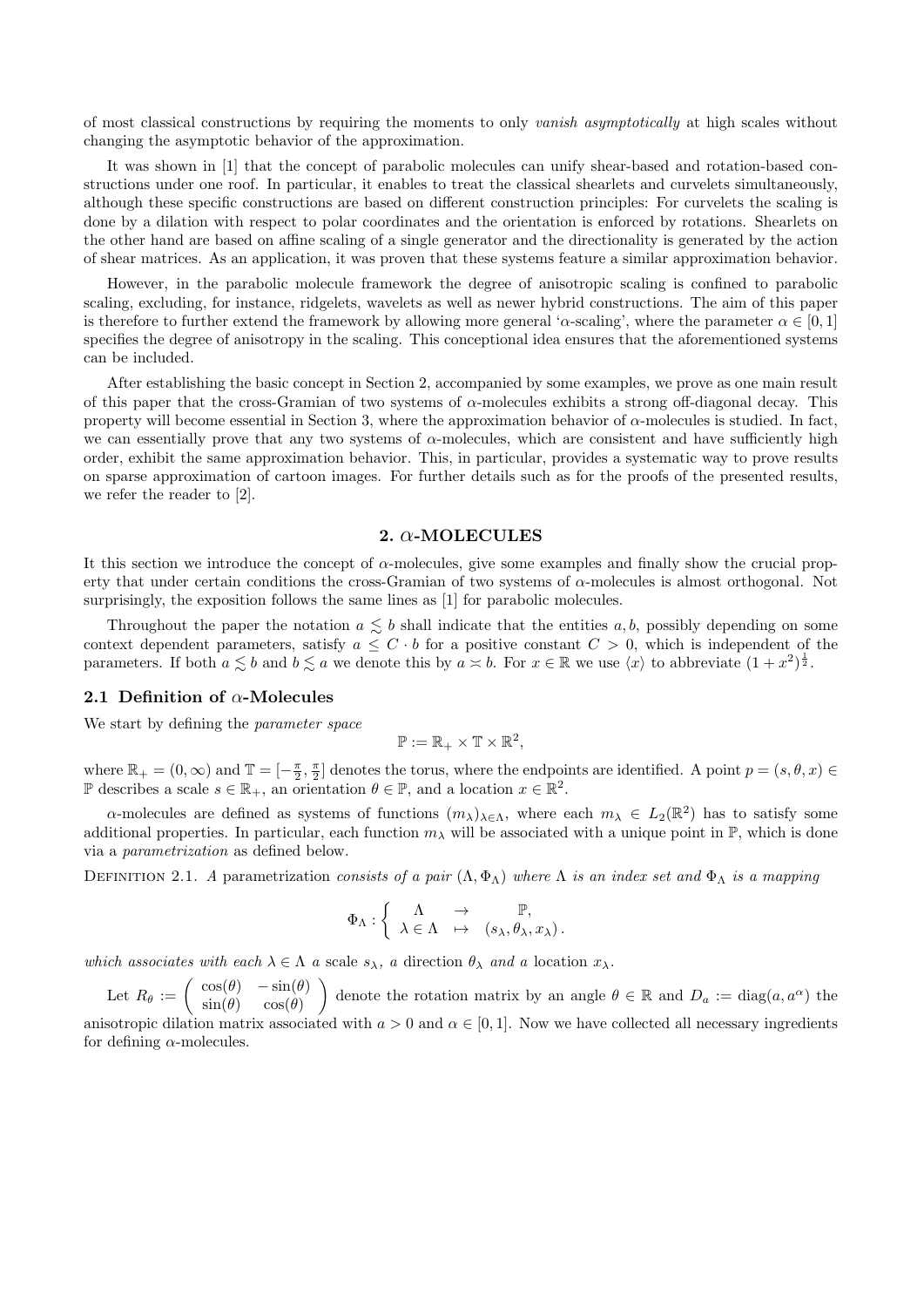of most classical constructions by requiring the moments to only *vanish asymptotically* at high scales without changing the asymptotic behavior of the approximation.

It was shown in [1] that the concept of parabolic molecules can unify shear-based and rotation-based constructions under one roof. In particular, it enables to treat the classical shearlets and curvelets simultaneously, although these specific constructions are based on different construction principles: For curvelets the scaling is done by a dilation with respect to polar coordinates and the orientation is enforced by rotations. Shearlets on the other hand are based on affine scaling of a single generator and the directionality is generated by the action of shear matrices. As an application, it was proven that these systems feature a similar approximation behavior.

However, in the parabolic molecule framework the degree of anisotropic scaling is confined to parabolic scaling, excluding, for instance, ridgelets, wavelets as well as newer hybrid constructions. The aim of this paper is therefore to further extend the framework by allowing more general '$\alpha$-scaling', where the parameter $\alpha \in [0,1]$ specifies the degree of anisotropy in the scaling. This conceptional idea ensures that the aforementioned systems can be included.

After establishing the basic concept in Section 2, accompanied by some examples, we prove as one main result of this paper that the cross-Gramian of two systems of $\alpha$-molecules exhibits a strong off-diagonal decay. This property will become essential in Section 3, where the approximation behavior of $\alpha$-molecules is studied. In fact, we can essentially prove that any two systems of $\alpha$-molecules, which are consistent and have sufficiently high order, exhibit the same approximation behavior. This, in particular, provides a systematic way to prove results on sparse approximation of cartoon images. For further details such as for the proofs of the presented results, we refer the reader to [2].

## 2. $\alpha$-MOLECULES

It this section we introduce the concept of $\alpha$-molecules, give some examples and finally show the crucial property that under certain conditions the cross-Gramian of two systems of $\alpha$-molecules is almost orthogonal. Not surprisingly, the exposition follows the same lines as [1] for parabolic molecules.

Throughout the paper the notation $a \lesssim b$ shall indicate that the entities $a, b$, possibly depending on some context dependent parameters, satisfy $a \leq C \cdot b$ for a positive constant $C > 0$, which is independent of the parameters. If both $a \lesssim b$ and $b \lesssim a$ we denote this by $a \asymp b$. For $x \in \mathbb{R}$ we use $\langle x \rangle$ to abbreviate $(1 + x^2)^{\frac{1}{2}}$.

### 2.1 Definition of $\alpha$-Molecules

We start by defining the *parameter space*

$$\mathbb{P} := \mathbb{R}_+ \times \mathbb{T} \times \mathbb{R}^2,$$

where $\mathbb{R}_+ = (0, \infty)$ and $\mathbb{T} = [-\frac{\pi}{2}, \frac{\pi}{2}]$ denotes the torus, where the endpoints are identified. A point $p = (s, \theta, x) \in \mathbb{P}$ describes a scale $s \in \mathbb{R}_+$, an orientation $\theta \in \mathbb{P}$, and a location $x \in \mathbb{R}^2$.

$\alpha$-molecules are defined as systems of functions $(m_\lambda)_{\lambda \in \Lambda}$, where each $m_\lambda \in L_2(\mathbb{R}^2)$ has to satisfy some additional properties. In particular, each function $m_\lambda$ will be associated with a unique point in $\mathbb{P}$, which is done via a *parametrization* as defined below.

Definition 2.1. *A* parametrization *consists of a pair $(\Lambda, \Phi_\Lambda)$ where $\Lambda$ is an index set and $\Phi_\Lambda$ is a mapping*

$$\Phi_\Lambda : \left\{ \begin{array}{ccc} \Lambda & \to & \mathbb{P}, \\ \lambda \in \Lambda & \mapsto & (s_\lambda, \theta_\lambda, x_\lambda) \,. \end{array} \right.$$

*which associates with each $\lambda \in \Lambda$ a* scale *$s_\lambda$, a* direction *$\theta_\lambda$ and a* location *$x_\lambda$.*

Let $R_\theta := \begin{pmatrix} \cos(\theta) & -\sin(\theta) \\ \sin(\theta) & \cos(\theta) \end{pmatrix}$ denote the rotation matrix by an angle $\theta \in \mathbb{R}$ and $D_a := \mathrm{diag}(a, a^\alpha)$ the anisotropic dilation matrix associated with $a > 0$ and $\alpha \in [0,1]$. Now we have collected all necessary ingredients for defining $\alpha$-molecules.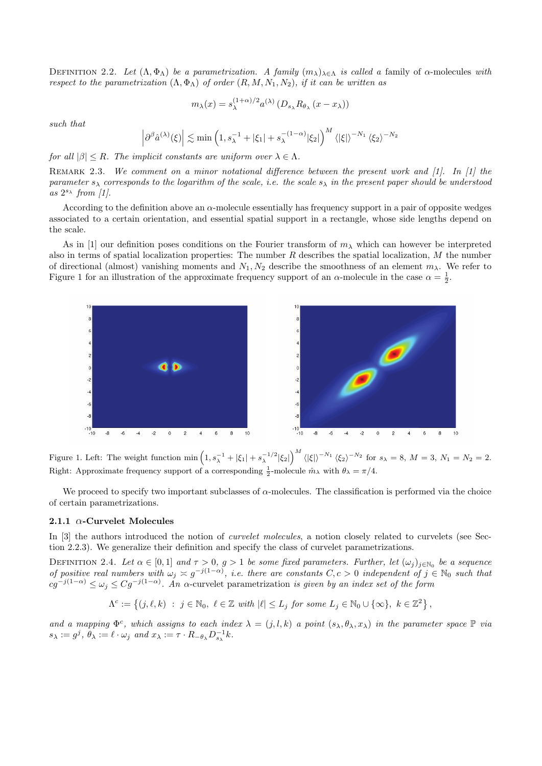Definition 2.2. *Let $(\Lambda, \Phi_\Lambda)$ be a parametrization. A family $(m_\lambda)_{\lambda\in\Lambda}$ is called a* family of $\alpha$-molecules *with respect to the parametrization* $(\Lambda, \Phi_\Lambda)$ *of order* $(R, M, N_1, N_2)$*, if it can be written as*

$$m_\lambda(x) = s_\lambda^{(1+\alpha)/2} a^{(\lambda)} \left(D_{s_\lambda} R_{\theta_\lambda} (x - x_\lambda)\right)$$

*such that*

$$\left|\partial^\beta \hat{a}^{(\lambda)}(\xi)\right| \lesssim \min\left(1, s_\lambda^{-1} + |\xi_1| + s_\lambda^{-(1-\alpha)}|\xi_2|\right)^M \langle|\xi|\rangle^{-N_1} \langle\xi_2\rangle^{-N_2}$$

*for all $|\beta| \le R$. The implicit constants are uniform over $\lambda \in \Lambda$.*

Remark 2.3. *We comment on a minor notational difference between the present work and [1]. In [1] the parameter $s_\lambda$ corresponds to the logarithm of the scale, i.e. the scale $s_\lambda$ in the present paper should be understood as $2^{s_\lambda}$ from [1].*

According to the definition above an $\alpha$-molecule essentially has frequency support in a pair of opposite wedges associated to a certain orientation, and essential spatial support in a rectangle, whose side lengths depend on the scale.

As in [1] our definition poses conditions on the Fourier transform of $m_\lambda$ which can however be interpreted also in terms of spatial localization properties: The number $R$ describes the spatial localization, $M$ the number of directional (almost) vanishing moments and $N_1, N_2$ describe the smoothness of an element $m_\lambda$. We refer to Figure 1 for an illustration of the approximate frequency support of an $\alpha$-molecule in the case $\alpha = \frac{1}{2}$.

Figure 1. Left: The weight function $\min\left(1, s_\lambda^{-1} + |\xi_1| + s_\lambda^{-1/2}|\xi_2|\right)^M \langle|\xi|\rangle^{-N_1} \langle\xi_2\rangle^{-N_2}$ for $s_\lambda = 8$, $M = 3$, $N_1 = N_2 = 2$. Right: Approximate frequency support of a corresponding $\frac{1}{2}$-molecule $\hat{m}_\lambda$ with $\theta_\lambda = \pi/4$.

We proceed to specify two important subclasses of $\alpha$-molecules. The classification is performed via the choice of certain parametrizations.

### 2.1.1 $\alpha$-Curvelet Molecules

In [3] the authors introduced the notion of *curvelet molecules*, a notion closely related to curvelets (see Section 2.2.3). We generalize their definition and specify the class of curvelet parametrizations.

Definition 2.4. *Let $\alpha \in [0, 1]$ and $\tau > 0$, $g > 1$ be some fixed parameters. Further, let $(\omega_j)_{j\in\mathbb{N}_0}$ be a sequence of positive real numbers with $\omega_j \asymp g^{-j(1-\alpha)}$, i.e. there are constants $C, c > 0$ independent of $j \in \mathbb{N}_0$ such that $cg^{-j(1-\alpha)} \le \omega_j \le Cg^{-j(1-\alpha)}$. An* $\alpha$-curvelet parametrization *is given by an index set of the form*

$$\Lambda^c := \left\{(j, \ell, k) \ : \ j \in \mathbb{N}_0, \ \ell \in \mathbb{Z} \text{ with } |\ell| \le L_j \text{ for some } L_j \in \mathbb{N}_0 \cup \{\infty\}, \ k \in \mathbb{Z}^2\right\},$$

*and a mapping $\Phi^c$, which assigns to each index $\lambda = (j, l, k)$ a point $(s_\lambda, \theta_\lambda, x_\lambda)$ in the parameter space $\mathbb{P}$ via $s_\lambda := g^j$, $\theta_\lambda := \ell \cdot \omega_j$ and $x_\lambda := \tau \cdot R_{-\theta_\lambda} D_{s_\lambda}^{-1} k$.*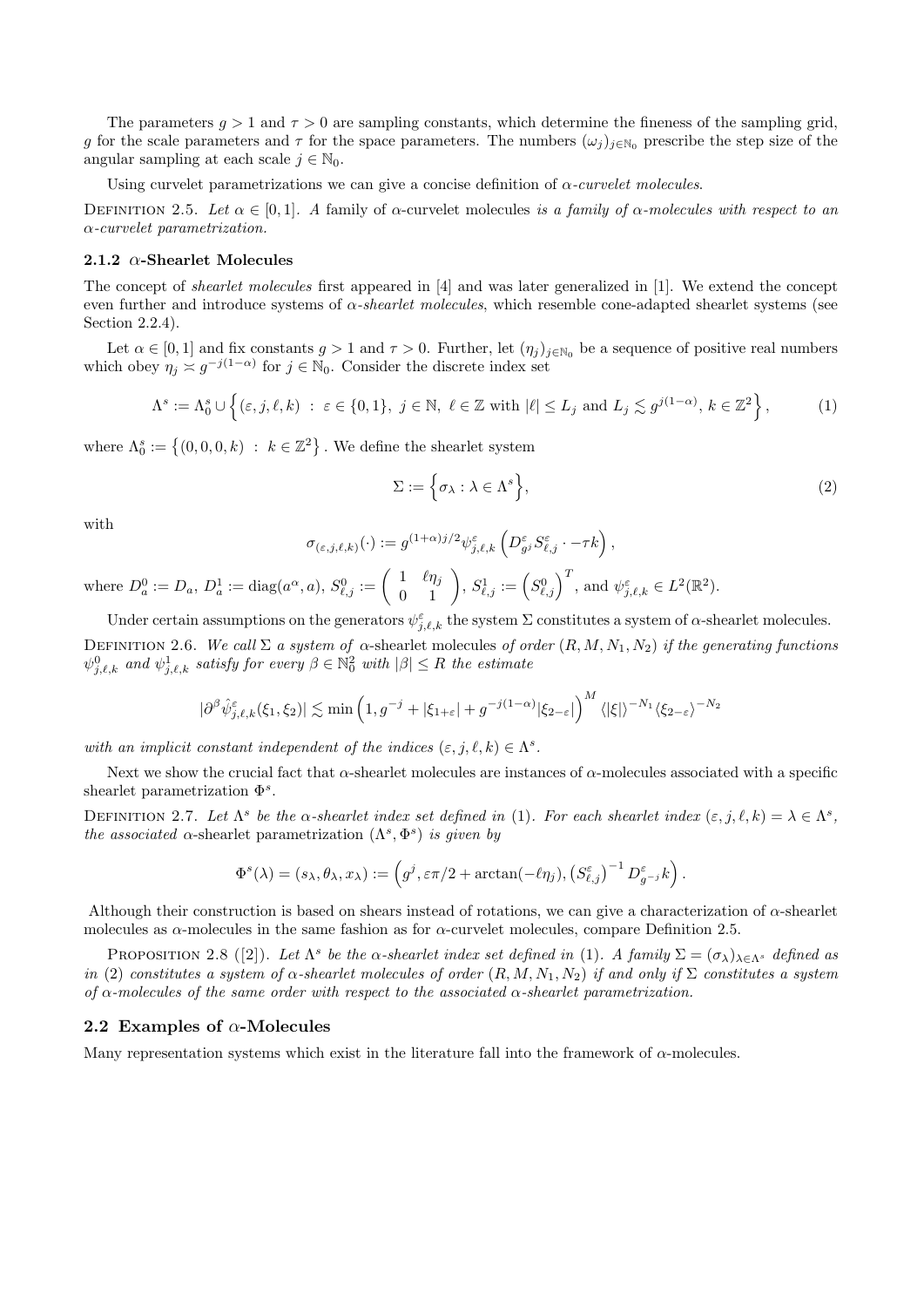The parameters $g > 1$ and $\tau > 0$ are sampling constants, which determine the fineness of the sampling grid, $g$ for the scale parameters and $\tau$ for the space parameters. The numbers $(\omega_j)_{j\in\mathbb{N}_0}$ prescribe the step size of the angular sampling at each scale $j \in \mathbb{N}_0$.

Using curvelet parametrizations we can give a concise definition of *$\alpha$-curvelet molecules*.

Definition 2.5. *Let $\alpha \in [0, 1]$. A family of* $\alpha$-curvelet molecules *is a family of $\alpha$-molecules with respect to an $\alpha$-curvelet parametrization.*

### 2.1.2 $\alpha$-Shearlet Molecules

The concept of *shearlet molecules* first appeared in [4] and was later generalized in [1]. We extend the concept even further and introduce systems of *$\alpha$-shearlet molecules*, which resemble cone-adapted shearlet systems (see Section 2.2.4).

Let $\alpha \in [0, 1]$ and fix constants $g > 1$ and $\tau > 0$. Further, let $(\eta_j)_{j\in\mathbb{N}_0}$ be a sequence of positive real numbers which obey $\eta_j \asymp g^{-j(1-\alpha)}$ for $j \in \mathbb{N}_0$. Consider the discrete index set

$$\Lambda^s := \Lambda^s_0 \cup \Big\{ (\varepsilon, j, \ell, k) \ : \ \varepsilon \in \{0, 1\},\ j \in \mathbb{N},\ \ell \in \mathbb{Z} \text{ with } |\ell| \le L_j \text{ and } L_j \lesssim g^{j(1-\alpha)},\ k \in \mathbb{Z}^2 \Big\}, \tag{1}$$

where $\Lambda^s_0 := \big\{ (0, 0, 0, k) \ : \ k \in \mathbb{Z}^2 \big\}$. We define the shearlet system

$$\Sigma := \Big\{ \sigma_\lambda : \lambda \in \Lambda^s \Big\}, \tag{2}$$

with

$$\sigma_{(\varepsilon,j,\ell,k)}(\cdot) := g^{(1+\alpha)j/2} \psi^{\varepsilon}_{j,\ell,k} \left( D^{\varepsilon}_{g^j} S^{\varepsilon}_{\ell,j} \cdot - \tau k \right),$$

where $D^0_a := D_a$, $D^1_a := \mathrm{diag}(a^\alpha, a)$, $S^0_{\ell,j} := \begin{pmatrix} 1 & \ell\eta_j \\ 0 & 1 \end{pmatrix}$, $S^1_{\ell,j} := \left(S^0_{\ell,j}\right)^T$, and $\psi^{\varepsilon}_{j,\ell,k} \in L^2(\mathbb{R}^2)$.

Under certain assumptions on the generators $\psi^{\varepsilon}_{j,\ell,k}$ the system $\Sigma$ constitutes a system of $\alpha$-shearlet molecules.

Definition 2.6. *We call $\Sigma$ a system of* $\alpha$-shearlet molecules *of order $(R, M, N_1, N_2)$ if the generating functions $\psi^0_{j,\ell,k}$ and $\psi^1_{j,\ell,k}$ satisfy for every $\beta \in \mathbb{N}^2_0$ with $|\beta| \le R$ the estimate*

$$|\partial^\beta \hat{\psi}^{\varepsilon}_{j,\ell,k}(\xi_1, \xi_2)| \lesssim \min\Big(1, g^{-j} + |\xi_{1+\varepsilon}| + g^{-j(1-\alpha)}|\xi_{2-\varepsilon}|\Big)^M \langle |\xi| \rangle^{-N_1} \langle \xi_{2-\varepsilon} \rangle^{-N_2}$$

*with an implicit constant independent of the indices $(\varepsilon, j, \ell, k) \in \Lambda^s$.*

Next we show the crucial fact that $\alpha$-shearlet molecules are instances of $\alpha$-molecules associated with a specific shearlet parametrization $\Phi^s$.

Definition 2.7. *Let $\Lambda^s$ be the $\alpha$-shearlet index set defined in* (1)*. For each shearlet index $(\varepsilon, j, \ell, k) = \lambda \in \Lambda^s$, the associated* $\alpha$-shearlet parametrization $(\Lambda^s, \Phi^s)$ *is given by*

$$\Phi^s(\lambda) = (s_\lambda, \theta_\lambda, x_\lambda) := \left( g^j, \varepsilon\pi/2 + \arctan(-\ell\eta_j), \left(S^{\varepsilon}_{\ell,j}\right)^{-1} D^{\varepsilon}_{g^{-j}} k \right).$$

Although their construction is based on shears instead of rotations, we can give a characterization of $\alpha$-shearlet molecules as $\alpha$-molecules in the same fashion as for $\alpha$-curvelet molecules, compare Definition 2.5.

Proposition 2.8 ([2]). *Let $\Lambda^s$ be the $\alpha$-shearlet index set defined in* (1)*. A family $\Sigma = (\sigma_\lambda)_{\lambda\in\Lambda^s}$ defined as in* (2) *constitutes a system of $\alpha$-shearlet molecules of order $(R, M, N_1, N_2)$ if and only if $\Sigma$ constitutes a system of $\alpha$-molecules of the same order with respect to the associated $\alpha$-shearlet parametrization.*

## 2.2 Examples of $\alpha$-Molecules

Many representation systems which exist in the literature fall into the framework of $\alpha$-molecules.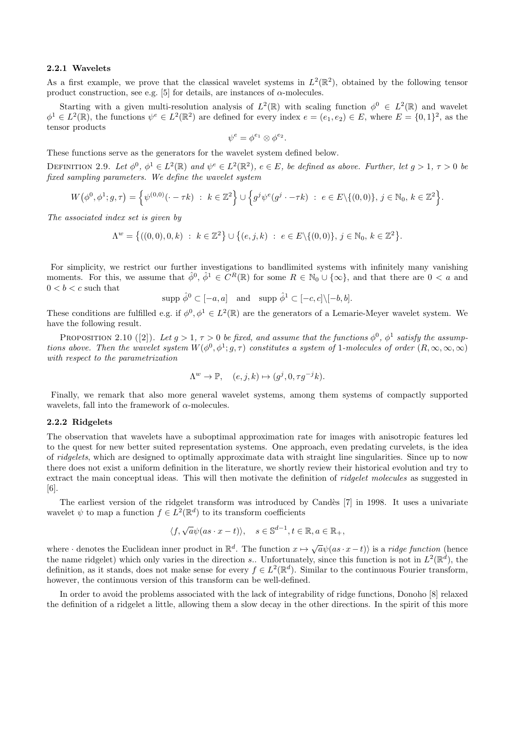### 2.2.1 Wavelets

As a first example, we prove that the classical wavelet systems in $L^2(\mathbb{R}^2)$, obtained by the following tensor product construction, see e.g. [5] for details, are instances of $\alpha$-molecules.

Starting with a given multi-resolution analysis of $L^2(\mathbb{R})$ with scaling function $\phi^0 \in L^2(\mathbb{R})$ and wavelet $\phi^1 \in L^2(\mathbb{R})$, the functions $\psi^e \in L^2(\mathbb{R}^2)$ are defined for every index $e = (e_1, e_2) \in E$, where $E = \{0,1\}^2$, as the tensor products

$$\psi^e = \phi^{e_1} \otimes \phi^{e_2}.$$

These functions serve as the generators for the wavelet system defined below.

Definition 2.9. *Let $\phi^0$, $\phi^1 \in L^2(\mathbb{R})$ and $\psi^e \in L^2(\mathbb{R}^2)$, $e \in E$, be defined as above. Further, let $g > 1$, $\tau > 0$ be fixed sampling parameters. We define the wavelet system*

$$W\big(\phi^0, \phi^1; g, \tau\big) = \Big\{ \psi^{(0,0)}(\cdot - \tau k) \ : \ k \in \mathbb{Z}^2 \Big\} \cup \Big\{ g^j \psi^e(g^j \cdot - \tau k) \ : \ e \in E \backslash \{(0,0)\},\, j \in \mathbb{N}_0,\, k \in \mathbb{Z}^2 \Big\}.$$

*The associated index set is given by*

$$\Lambda^w = \big\{ ((0,0), 0, k) \ : \ k \in \mathbb{Z}^2 \big\} \cup \big\{ (e, j, k) \ : \ e \in E \backslash \{(0,0)\},\, j \in \mathbb{N}_0,\, k \in \mathbb{Z}^2 \big\}.$$

For simplicity, we restrict our further investigations to bandlimited systems with infinitely many vanishing moments. For this, we assume that $\hat{\phi}^0$, $\hat{\phi}^1 \in C^R(\mathbb{R})$ for some $R \in \mathbb{N}_0 \cup \{\infty\}$, and that there are $0 < a$ and $0 < b < c$ such that

$$\operatorname{supp} \hat{\phi}^0 \subset [-a, a] \quad \text{and} \quad \operatorname{supp} \hat{\phi}^1 \subset [-c, c] \backslash [-b, b].$$

These conditions are fulfilled e.g. if $\phi^0, \phi^1 \in L^2(\mathbb{R})$ are the generators of a Lemarie-Meyer wavelet system. We have the following result.

Proposition 2.10 ([2]). *Let $g > 1$, $\tau > 0$ be fixed, and assume that the functions $\phi^0$, $\phi^1$ satisfy the assumptions above. Then the wavelet system $W(\phi^0, \phi^1; g, \tau)$ constitutes a system of 1-molecules of order $(R, \infty, \infty, \infty)$ with respect to the parametrization*

$$\Lambda^w \to \mathbb{P}, \quad (e, j, k) \mapsto (g^j, 0, \tau g^{-j} k).$$

Finally, we remark that also more general wavelet systems, among them systems of compactly supported wavelets, fall into the framework of $\alpha$-molecules.

### 2.2.2 Ridgelets

The observation that wavelets have a suboptimal approximation rate for images with anisotropic features led to the quest for new better suited representation systems. One approach, even predating curvelets, is the idea of *ridgelets*, which are designed to optimally approximate data with straight line singularities. Since up to now there does not exist a uniform definition in the literature, we shortly review their historical evolution and try to extract the main conceptual ideas. This will then motivate the definition of *ridgelet molecules* as suggested in [6].

The earliest version of the ridgelet transform was introduced by Candès [7] in 1998. It uses a univariate wavelet $\psi$ to map a function $f \in L^2(\mathbb{R}^d)$ to its transform coefficients

$$\langle f, \sqrt{a}\psi(as \cdot x - t) \rangle, \quad s \in \mathbb{S}^{d-1}, t \in \mathbb{R}, a \in \mathbb{R}_+,$$

where $\cdot$ denotes the Euclidean inner product in $\mathbb{R}^d$. The function $x \mapsto \sqrt{a}\psi(as \cdot x - t)\rangle$ is a *ridge function* (hence the name ridgelet) which only varies in the direction $s$.. Unfortunately, since this function is not in $L^2(\mathbb{R}^d)$, the definition, as it stands, does not make sense for every $f \in L^2(\mathbb{R}^d)$. Similar to the continuous Fourier transform, however, the continuous version of this transform can be well-defined.

In order to avoid the problems associated with the lack of integrability of ridge functions, Donoho [8] relaxed the definition of a ridgelet a little, allowing them a slow decay in the other directions. In the spirit of this more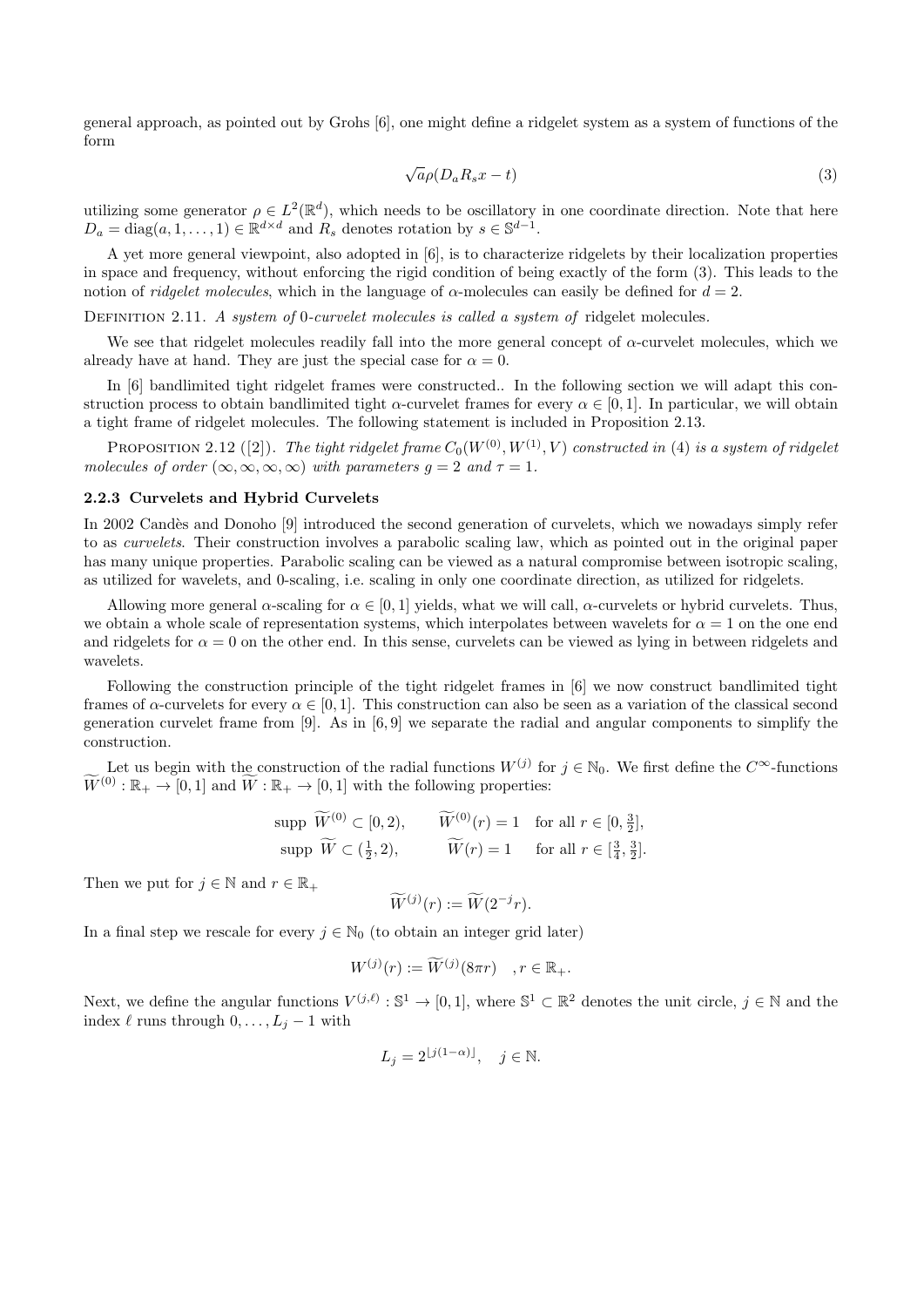general approach, as pointed out by Grohs [6], one might define a ridgelet system as a system of functions of the form

$$\sqrt{a}\rho(D_a R_s x - t) \tag{3}$$

utilizing some generator $\rho \in L^2(\mathbb{R}^d)$, which needs to be oscillatory in one coordinate direction. Note that here $D_a = \mathrm{diag}(a, 1, \ldots, 1) \in \mathbb{R}^{d \times d}$ and $R_s$ denotes rotation by $s \in \mathbb{S}^{d-1}$.

A yet more general viewpoint, also adopted in [6], is to characterize ridgelets by their localization properties in space and frequency, without enforcing the rigid condition of being exactly of the form (3). This leads to the notion of *ridgelet molecules*, which in the language of $\alpha$-molecules can easily be defined for $d = 2$.

Definition 2.11. *A system of 0-curvelet molecules is called a system of* ridgelet molecules.

We see that ridgelet molecules readily fall into the more general concept of $\alpha$-curvelet molecules, which we already have at hand. They are just the special case for $\alpha = 0$.

In [6] bandlimited tight ridgelet frames were constructed.. In the following section we will adapt this construction process to obtain bandlimited tight $\alpha$-curvelet frames for every $\alpha \in [0, 1]$. In particular, we will obtain a tight frame of ridgelet molecules. The following statement is included in Proposition 2.13.

Proposition 2.12 ([2]). *The tight ridgelet frame $C_0(W^{(0)}, W^{(1)}, V)$ constructed in (4) is a system of ridgelet molecules of order $(\infty, \infty, \infty, \infty)$ with parameters $g = 2$ and $\tau = 1$.*

### 2.2.3 Curvelets and Hybrid Curvelets

In 2002 Candès and Donoho [9] introduced the second generation of curvelets, which we nowadays simply refer to as *curvelets*. Their construction involves a parabolic scaling law, which as pointed out in the original paper has many unique properties. Parabolic scaling can be viewed as a natural compromise between isotropic scaling, as utilized for wavelets, and 0-scaling, i.e. scaling in only one coordinate direction, as utilized for ridgelets.

Allowing more general $\alpha$-scaling for $\alpha \in [0, 1]$ yields, what we will call, $\alpha$-curvelets or hybrid curvelets. Thus, we obtain a whole scale of representation systems, which interpolates between wavelets for $\alpha = 1$ on the one end and ridgelets for $\alpha = 0$ on the other end. In this sense, curvelets can be viewed as lying in between ridgelets and wavelets.

Following the construction principle of the tight ridgelet frames in [6] we now construct bandlimited tight frames of $\alpha$-curvelets for every $\alpha \in [0, 1]$. This construction can also be seen as a variation of the classical second generation curvelet frame from [9]. As in [6, 9] we separate the radial and angular components to simplify the construction.

Let us begin with the construction of the radial functions $W^{(j)}$ for $j \in \mathbb{N}_0$. We first define the $C^\infty$-functions $\widetilde{W}^{(0)} : \mathbb{R}_+ \to [0, 1]$ and $\widetilde{W} : \mathbb{R}_+ \to [0, 1]$ with the following properties:

$$\begin{aligned} &\mathrm{supp}\ \widetilde{W}^{(0)} \subset [0, 2), \qquad &&\widetilde{W}^{(0)}(r) = 1 \quad \text{for all } r \in [0, \tfrac{3}{2}], \\ &\mathrm{supp}\ \widetilde{W} \subset (\tfrac{1}{2}, 2), \qquad &&\widetilde{W}(r) = 1 \quad \text{for all } r \in [\tfrac{3}{4}, \tfrac{3}{2}]. \end{aligned}$$

Then we put for $j \in \mathbb{N}$ and $r \in \mathbb{R}_+$

$$\widetilde{W}^{(j)}(r) := \widetilde{W}(2^{-j} r).$$

In a final step we rescale for every $j \in \mathbb{N}_0$ (to obtain an integer grid later)

$$W^{(j)}(r) := \widetilde{W}^{(j)}(8\pi r) \quad , r \in \mathbb{R}_+.$$

Next, we define the angular functions $V^{(j,\ell)} : \mathbb{S}^1 \to [0, 1]$, where $\mathbb{S}^1 \subset \mathbb{R}^2$ denotes the unit circle, $j \in \mathbb{N}$ and the index $\ell$ runs through $0, \ldots, L_j - 1$ with

$$L_j = 2^{\lfloor j(1-\alpha) \rfloor}, \quad j \in \mathbb{N}.$$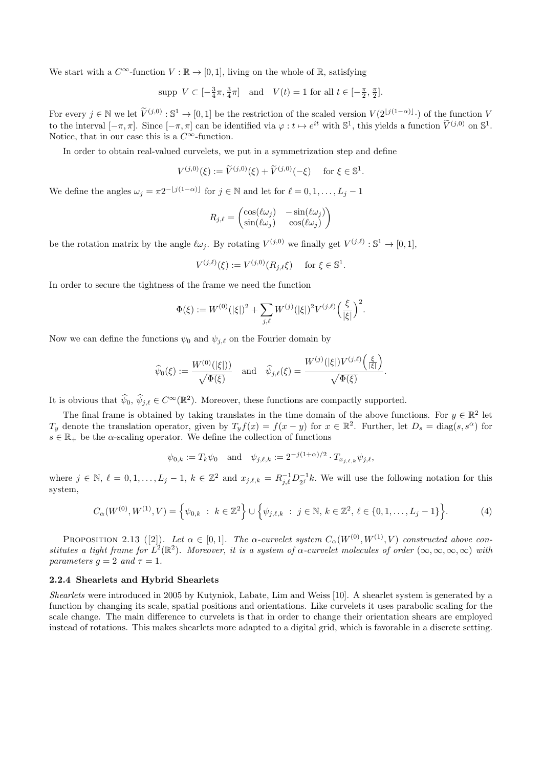We start with a $C^\infty$-function $V:\mathbb{R}\to[0,1]$, living on the whole of $\mathbb{R}$, satisfying

$$\text{supp } V \subset [-\tfrac{3}{4}\pi, \tfrac{3}{4}\pi] \quad \text{and} \quad V(t)=1 \text{ for all } t\in[-\tfrac{\pi}{2},\tfrac{\pi}{2}].$$

For every $j\in\mathbb{N}$ we let $\widetilde{V}^{(j,0)}:\mathbb{S}^1\to[0,1]$ be the restriction of the scaled version $V(2^{\lfloor j(1-\alpha)\rfloor}\cdot)$ of the function $V$ to the interval $[-\pi,\pi]$. Since $[-\pi,\pi]$ can be identified via $\varphi: t\mapsto e^{it}$ with $\mathbb{S}^1$, this yields a function $\widetilde{V}^{(j,0)}$ on $\mathbb{S}^1$. Notice, that in our case this is a $C^\infty$-function.

In order to obtain real-valued curvelets, we put in a symmetrization step and define

$$V^{(j,0)}(\xi) := \widetilde{V}^{(j,0)}(\xi) + \widetilde{V}^{(j,0)}(-\xi) \quad \text{for } \xi\in\mathbb{S}^1.$$

We define the angles $\omega_j = \pi 2^{-\lfloor j(1-\alpha)\rfloor}$ for $j\in\mathbb{N}$ and let for $\ell=0,1,\ldots,L_j-1$

$$R_{j,\ell} = \begin{pmatrix} \cos(\ell\omega_j) & -\sin(\ell\omega_j) \\ \sin(\ell\omega_j) & \cos(\ell\omega_j) \end{pmatrix}$$

be the rotation matrix by the angle $\ell\omega_j$. By rotating $V^{(j,0)}$ we finally get $V^{(j,\ell)}:\mathbb{S}^1\to[0,1]$,

$$V^{(j,\ell)}(\xi) := V^{(j,0)}(R_{j,\ell}\xi) \quad \text{for } \xi\in\mathbb{S}^1.$$

In order to secure the tightness of the frame we need the function

$$\Phi(\xi) := W^{(0)}(|\xi|)^2 + \sum_{j,\ell} W^{(j)}(|\xi|)^2 V^{(j,\ell)}\Big(\frac{\xi}{|\xi|}\Big)^2.$$

Now we can define the functions $\psi_0$ and $\psi_{j,\ell}$ on the Fourier domain by

$$\widehat{\psi}_0(\xi) := \frac{W^{(0)}(|\xi|))}{\sqrt{\Phi(\xi)}} \quad \text{and} \quad \widehat{\psi}_{j,\ell}(\xi) = \frac{W^{(j)}(|\xi|)V^{(j,\ell)}\Big(\frac{\xi}{|\xi|}\Big)}{\sqrt{\Phi(\xi)}}.$$

It is obvious that $\widehat{\psi}_0$, $\widehat{\psi}_{j,\ell}\in C^\infty(\mathbb{R}^2)$. Moreover, these functions are compactly supported.

The final frame is obtained by taking translates in the time domain of the above functions. For $y\in\mathbb{R}^2$ let $T_y$ denote the translation operator, given by $T_y f(x) = f(x-y)$ for $x\in\mathbb{R}^2$. Further, let $D_s = \text{diag}(s,s^\alpha)$ for $s\in\mathbb{R}_+$ be the $\alpha$-scaling operator. We define the collection of functions

$$\psi_{0,k} := T_k\psi_0 \quad \text{and} \quad \psi_{j,\ell,k} := 2^{-j(1+\alpha)/2}\cdot T_{x_{j,\ell,k}}\psi_{j,\ell},$$

where $j\in\mathbb{N}$, $\ell=0,1,\ldots,L_j-1$, $k\in\mathbb{Z}^2$ and $x_{j,\ell,k} = R_{j,\ell}^{-1}D_{2^j}^{-1}k$. We will use the following notation for this system,

$$C_\alpha(W^{(0)},W^{(1)},V) = \Big\{\psi_{0,k} \ : \ k\in\mathbb{Z}^2\Big\} \cup \Big\{\psi_{j,\ell,k} \ : \ j\in\mathbb{N},\, k\in\mathbb{Z}^2,\, \ell\in\{0,1,\ldots,L_j-1\}\Big\}. \tag{4}$$

Proposition 2.13 ([2]). *Let $\alpha\in[0,1]$. The $\alpha$-curvelet system $C_\alpha(W^{(0)},W^{(1)},V)$ constructed above constitutes a tight frame for $L^2(\mathbb{R}^2)$. Moreover, it is a system of $\alpha$-curvelet molecules of order $(\infty,\infty,\infty,\infty)$ with parameters $g=2$ and $\tau=1$.*

#### 2.2.4 Shearlets and Hybrid Shearlets

*Shearlets* were introduced in 2005 by Kutyniok, Labate, Lim and Weiss [10]. A shearlet system is generated by a function by changing its scale, spatial positions and orientations. Like curvelets it uses parabolic scaling for the scale change. The main difference to curvelets is that in order to change their orientation shears are employed instead of rotations. This makes shearlets more adapted to a digital grid, which is favorable in a discrete setting.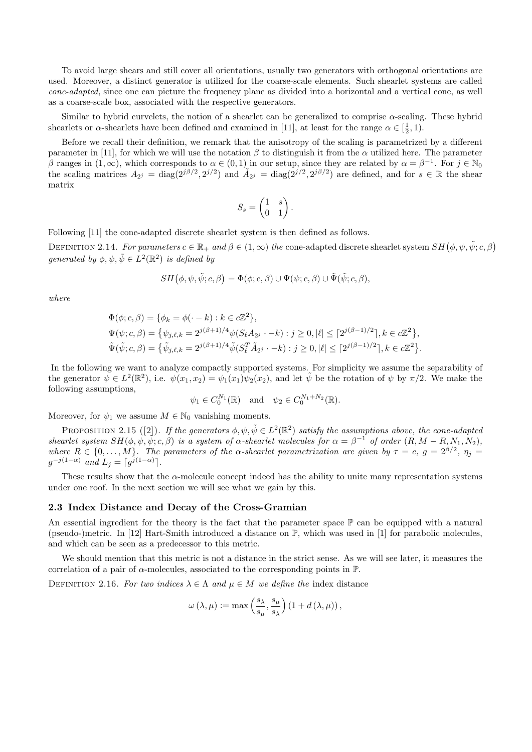To avoid large shears and still cover all orientations, usually two generators with orthogonal orientations are used. Moreover, a distinct generator is utilized for the coarse-scale elements. Such shearlet systems are called *cone-adapted*, since one can picture the frequency plane as divided into a horizontal and a vertical cone, as well as a coarse-scale box, associated with the respective generators.

Similar to hybrid curvelets, the notion of a shearlet can be generalized to comprise $\alpha$-scaling. These hybrid shearlets or $\alpha$-shearlets have been defined and examined in [11], at least for the range $\alpha \in [\frac{1}{2}, 1)$.

Before we recall their definition, we remark that the anisotropy of the scaling is parametrized by a different parameter in [11], for which we will use the notation $\beta$ to distinguish it from the $\alpha$ utilized here. The parameter $\beta$ ranges in $(1, \infty)$, which corresponds to $\alpha \in (0, 1)$ in our setup, since they are related by $\alpha = \beta^{-1}$. For $j \in \mathbb{N}_0$ the scaling matrices $A_{2^j} = \mathrm{diag}(2^{j\beta/2}, 2^{j/2})$ and $\tilde{A}_{2^j} = \mathrm{diag}(2^{j/2}, 2^{j\beta/2})$ are defined, and for $s \in \mathbb{R}$ the shear matrix

$$S_s = \begin{pmatrix} 1 & s \\ 0 & 1 \end{pmatrix}.$$

Following [11] the cone-adapted discrete shearlet system is then defined as follows.

Definition 2.14. *For parameters $c \in \mathbb{R}_+$ and $\beta \in (1, \infty)$ the* cone-adapted discrete shearlet system $SH\big(\phi, \psi, \tilde{\psi}; c, \beta\big)$ *generated by $\phi, \psi, \tilde{\psi} \in L^2(\mathbb{R}^2)$ is defined by*

$$SH\big(\phi, \psi, \tilde{\psi}; c, \beta\big) = \Phi(\phi; c, \beta) \cup \Psi(\psi; c, \beta) \cup \tilde{\Psi}(\tilde{\psi}; c, \beta),$$

*where*

$$\begin{aligned}
\Phi(\phi; c, \beta) &= \{\phi_k = \phi(\cdot - k) : k \in c\mathbb{Z}^2\}, \\
\Psi(\psi; c, \beta) &= \big\{\psi_{j,\ell,k} = 2^{j(\beta+1)/4}\psi(S_\ell A_{2^j} \cdot - k) : j \geq 0, |\ell| \leq \lceil 2^{j(\beta-1)/2} \rceil, k \in c\mathbb{Z}^2\big\}, \\
\tilde{\Psi}(\tilde{\psi}; c, \beta) &= \big\{\tilde{\psi}_{j,\ell,k} = 2^{j(\beta+1)/4}\tilde{\psi}(S_\ell^T \tilde{A}_{2^j} \cdot - k) : j \geq 0, |\ell| \leq \lceil 2^{j(\beta-1)/2} \rceil, k \in c\mathbb{Z}^2\big\}.
\end{aligned}$$

In the following we want to analyze compactly supported systems. For simplicity we assume the separability of the generator $\psi \in L^2(\mathbb{R}^2)$, i.e. $\psi(x_1, x_2) = \psi_1(x_1)\psi_2(x_2)$, and let $\tilde{\psi}$ be the rotation of $\psi$ by $\pi/2$. We make the following assumptions,

$$\psi_1 \in C_0^{N_1}(\mathbb{R}) \quad \text{and} \quad \psi_2 \in C_0^{N_1+N_2}(\mathbb{R}).$$

Moreover, for $\psi_1$ we assume $M \in \mathbb{N}_0$ vanishing moments.

Proposition 2.15 ([2]). *If the generators $\phi, \psi, \tilde{\psi} \in L^2(\mathbb{R}^2)$ satisfy the assumptions above, the cone-adapted shearlet system $SH(\phi, \psi, \tilde{\psi}; c, \beta)$ is a system of $\alpha$-shearlet molecules for $\alpha = \beta^{-1}$ of order $(R, M - R, N_1, N_2)$, where $R \in \{0, \ldots, M\}$. The parameters of the $\alpha$-shearlet parametrization are given by $\tau = c$, $g = 2^{\beta/2}$, $\eta_j = g^{-j(1-\alpha)}$ and $L_j = \lceil g^{j(1-\alpha)} \rceil$.*

These results show that the $\alpha$-molecule concept indeed has the ability to unite many representation systems under one roof. In the next section we will see what we gain by this.

### 2.3 Index Distance and Decay of the Cross-Gramian

An essential ingredient for the theory is the fact that the parameter space $\mathbb{P}$ can be equipped with a natural (pseudo-)metric. In [12] Hart-Smith introduced a distance on $\mathbb{P}$, which was used in [1] for parabolic molecules, and which can be seen as a predecessor to this metric.

We should mention that this metric is not a distance in the strict sense. As we will see later, it measures the correlation of a pair of $\alpha$-molecules, associated to the corresponding points in $\mathbb{P}$.

Definition 2.16. *For two indices $\lambda \in \Lambda$ and $\mu \in M$ we define the* index distance

$$\omega\left(\lambda, \mu\right) := \max\left(\frac{s_\lambda}{s_\mu}, \frac{s_\mu}{s_\lambda}\right)\left(1 + d\left(\lambda, \mu\right)\right),$$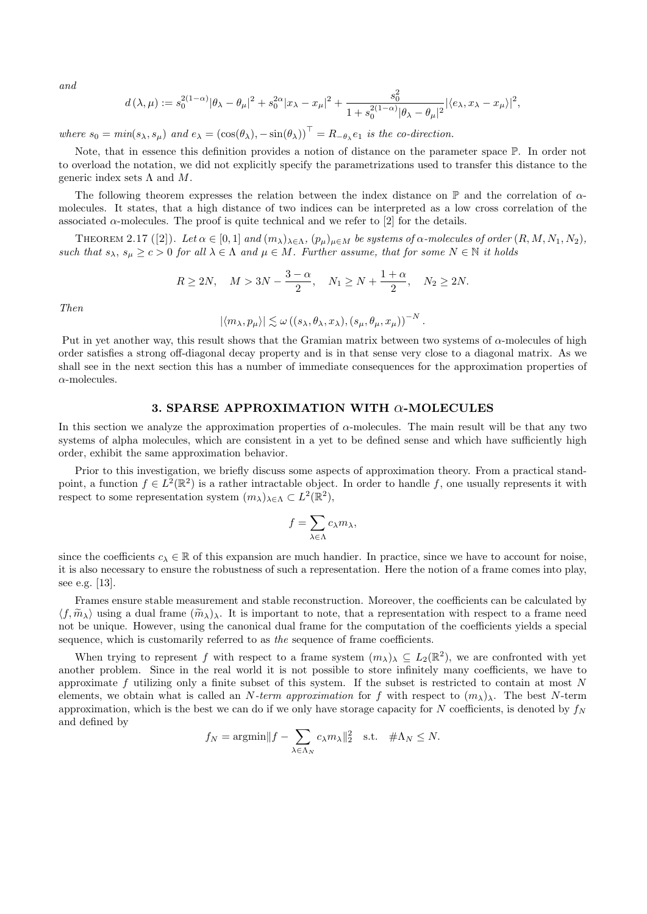*and*

$$d(\lambda,\mu) := s_0^{2(1-\alpha)}|\theta_\lambda - \theta_\mu|^2 + s_0^{2\alpha}|x_\lambda - x_\mu|^2 + \frac{s_0^2}{1+s_0^{2(1-\alpha)}|\theta_\lambda-\theta_\mu|^2}|\langle e_\lambda, x_\lambda - x_\mu\rangle|^2,$$

*where* $s_0 = min(s_\lambda, s_\mu)$ *and* $e_\lambda = (\cos(\theta_\lambda), -\sin(\theta_\lambda))^\top = R_{-\theta_\lambda} e_1$ *is the co-direction.*

Note, that in essence this definition provides a notion of distance on the parameter space $\mathbb{P}$. In order not to overload the notation, we did not explicitly specify the parametrizations used to transfer this distance to the generic index sets $\Lambda$ and $M$.

The following theorem expresses the relation between the index distance on $\mathbb{P}$ and the correlation of $\alpha$-molecules. It states, that a high distance of two indices can be interpreted as a low cross correlation of the associated $\alpha$-molecules. The proof is quite technical and we refer to [2] for the details.

THEOREM 2.17 ([2]). *Let* $\alpha \in [0,1]$ *and* $(m_\lambda)_{\lambda\in\Lambda}$, $(p_\mu)_{\mu\in M}$ *be systems of* $\alpha$*-molecules of order* $(R, M, N_1, N_2)$, *such that* $s_\lambda$, $s_\mu \geq c > 0$ *for all* $\lambda \in \Lambda$ *and* $\mu \in M$. *Further assume, that for some* $N \in \mathbb{N}$ *it holds*

$$R \geq 2N, \quad M > 3N - \frac{3-\alpha}{2}, \quad N_1 \geq N + \frac{1+\alpha}{2}, \quad N_2 \geq 2N.$$

*Then*

$$|\langle m_\lambda, p_\mu\rangle| \lesssim \omega\left((s_\lambda, \theta_\lambda, x_\lambda), (s_\mu, \theta_\mu, x_\mu)\right)^{-N}.$$

Put in yet another way, this result shows that the Gramian matrix between two systems of $\alpha$-molecules of high order satisfies a strong off-diagonal decay property and is in that sense very close to a diagonal matrix. As we shall see in the next section this has a number of immediate consequences for the approximation properties of $\alpha$-molecules.

## 3. SPARSE APPROXIMATION WITH $\alpha$-MOLECULES

In this section we analyze the approximation properties of $\alpha$-molecules. The main result will be that any two systems of alpha molecules, which are consistent in a yet to be defined sense and which have sufficiently high order, exhibit the same approximation behavior.

Prior to this investigation, we briefly discuss some aspects of approximation theory. From a practical standpoint, a function $f \in L^2(\mathbb{R}^2)$ is a rather intractable object. In order to handle $f$, one usually represents it with respect to some representation system $(m_\lambda)_{\lambda\in\Lambda} \subset L^2(\mathbb{R}^2)$,

$$f = \sum_{\lambda\in\Lambda} c_\lambda m_\lambda,$$

since the coefficients $c_\lambda \in \mathbb{R}$ of this expansion are much handier. In practice, since we have to account for noise, it is also necessary to ensure the robustness of such a representation. Here the notion of a frame comes into play, see e.g. [13].

Frames ensure stable measurement and stable reconstruction. Moreover, the coefficients can be calculated by $\langle f, \widetilde{m}_\lambda\rangle$ using a dual frame $(\widetilde{m}_\lambda)_\lambda$. It is important to note, that a representation with respect to a frame need not be unique. However, using the canonical dual frame for the computation of the coefficients yields a special sequence, which is customarily referred to as *the* sequence of frame coefficients.

When trying to represent $f$ with respect to a frame system $(m_\lambda)_\lambda \subseteq L_2(\mathbb{R}^2)$, we are confronted with yet another problem. Since in the real world it is not possible to store infinitely many coefficients, we have to approximate $f$ utilizing only a finite subset of this system. If the subset is restricted to contain at most $N$ elements, we obtain what is called an *N-term approximation* for $f$ with respect to $(m_\lambda)_\lambda$. The best $N$-term approximation, which is the best we can do if we only have storage capacity for $N$ coefficients, is denoted by $f_N$ and defined by

$$f_N = \text{argmin}\|f - \sum_{\lambda\in\Lambda_N} c_\lambda m_\lambda\|_2^2 \quad \text{s.t.} \quad \#\Lambda_N \leq N.$$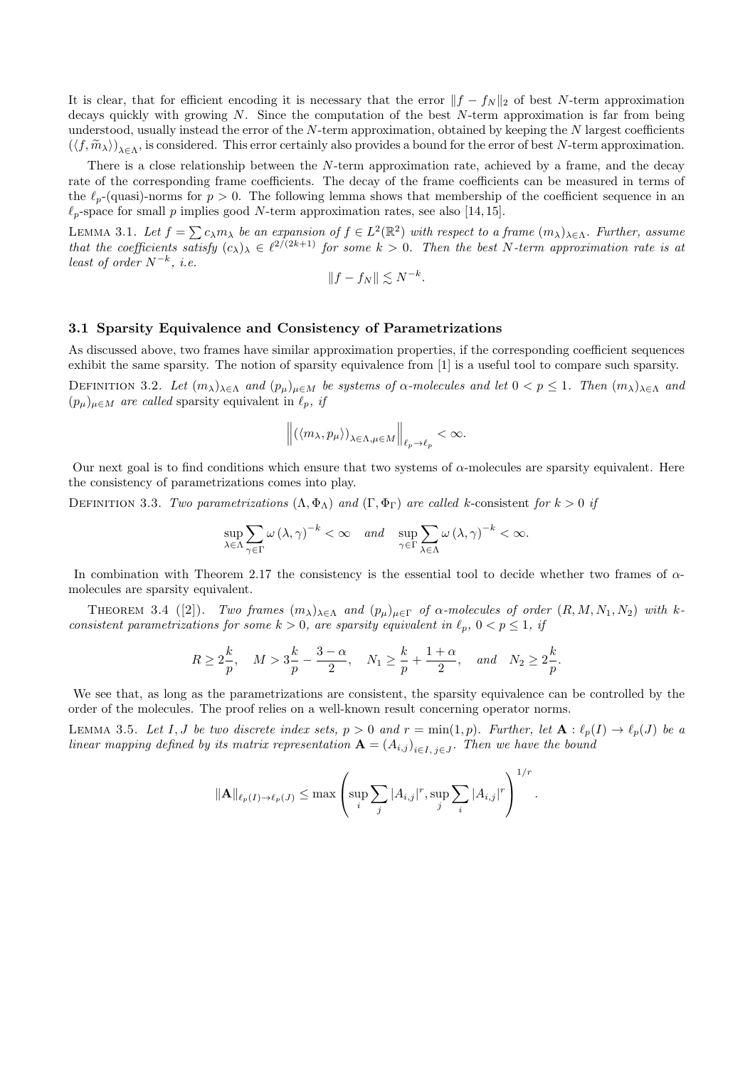It is clear, that for efficient encoding it is necessary that the error $\|f - f_N\|_2$ of best $N$-term approximation decays quickly with growing $N$. Since the computation of the best $N$-term approximation is far from being understood, usually instead the error of the $N$-term approximation, obtained by keeping the $N$ largest coefficients $(\langle f, \widetilde{m}_\lambda \rangle)_{\lambda\in\Lambda}$, is considered. This error certainly also provides a bound for the error of best $N$-term approximation.

There is a close relationship between the $N$-term approximation rate, achieved by a frame, and the decay rate of the corresponding frame coefficients. The decay of the frame coefficients can be measured in terms of the $\ell_p$-(quasi)-norms for $p > 0$. The following lemma shows that membership of the coefficient sequence in an $\ell_p$-space for small $p$ implies good $N$-term approximation rates, see also [14, 15].

LEMMA 3.1. *Let $f = \sum c_\lambda m_\lambda$ be an expansion of $f \in L^2(\mathbb{R}^2)$ with respect to a frame $(m_\lambda)_{\lambda\in\Lambda}$. Further, assume that the coefficients satisfy $(c_\lambda)_\lambda \in \ell^{2/(2k+1)}$ for some $k > 0$. Then the best $N$-term approximation rate is at least of order $N^{-k}$, i.e.*

$$\|f - f_N\| \lesssim N^{-k}.$$

### 3.1 Sparsity Equivalence and Consistency of Parametrizations

As discussed above, two frames have similar approximation properties, if the corresponding coefficient sequences exhibit the same sparsity. The notion of sparsity equivalence from [1] is a useful tool to compare such sparsity.

DEFINITION 3.2. *Let $(m_\lambda)_{\lambda\in\Lambda}$ and $(p_\mu)_{\mu\in M}$ be systems of $\alpha$-molecules and let $0 < p \le 1$. Then $(m_\lambda)_{\lambda\in\Lambda}$ and $(p_\mu)_{\mu\in M}$ are called* sparsity equivalent *in $\ell_p$, if*

$$\left\| (\langle m_\lambda, p_\mu \rangle)_{\lambda\in\Lambda, \mu\in M} \right\|_{\ell_p \to \ell_p} < \infty.$$

Our next goal is to find conditions which ensure that two systems of $\alpha$-molecules are sparsity equivalent. Here the consistency of parametrizations comes into play.

DEFINITION 3.3. *Two parametrizations $(\Lambda, \Phi_\Lambda)$ and $(\Gamma, \Phi_\Gamma)$ are called* $k$-consistent *for $k > 0$ if*

$$\sup_{\lambda\in\Lambda} \sum_{\gamma\in\Gamma} \omega(\lambda, \gamma)^{-k} < \infty \quad \text{and} \quad \sup_{\gamma\in\Gamma} \sum_{\lambda\in\Lambda} \omega(\lambda, \gamma)^{-k} < \infty.$$

In combination with Theorem 2.17 the consistency is the essential tool to decide whether two frames of $\alpha$-molecules are sparsity equivalent.

THEOREM 3.4 ([2]). *Two frames $(m_\lambda)_{\lambda\in\Lambda}$ and $(p_\mu)_{\mu\in\Gamma}$ of $\alpha$-molecules of order $(R, M, N_1, N_2)$ with $k$-consistent parametrizations for some $k > 0$, are sparsity equivalent in $\ell_p$, $0 < p \le 1$, if*

$$R \ge 2\frac{k}{p}, \quad M > 3\frac{k}{p} - \frac{3-\alpha}{2}, \quad N_1 \ge \frac{k}{p} + \frac{1+\alpha}{2}, \quad \text{and} \quad N_2 \ge 2\frac{k}{p}.$$

We see that, as long as the parametrizations are consistent, the sparsity equivalence can be controlled by the order of the molecules. The proof relies on a well-known result concerning operator norms.

LEMMA 3.5. *Let $I, J$ be two discrete index sets, $p > 0$ and $r = \min(1, p)$. Further, let $\mathbf{A} : \ell_p(I) \to \ell_p(J)$ be a linear mapping defined by its matrix representation $\mathbf{A} = (A_{i,j})_{i\in I, j\in J}$. Then we have the bound*

$$\|\mathbf{A}\|_{\ell_p(I)\to\ell_p(J)} \le \max\left( \sup_i \sum_j |A_{i,j}|^r, \sup_j \sum_i |A_{i,j}|^r \right)^{1/r}.$$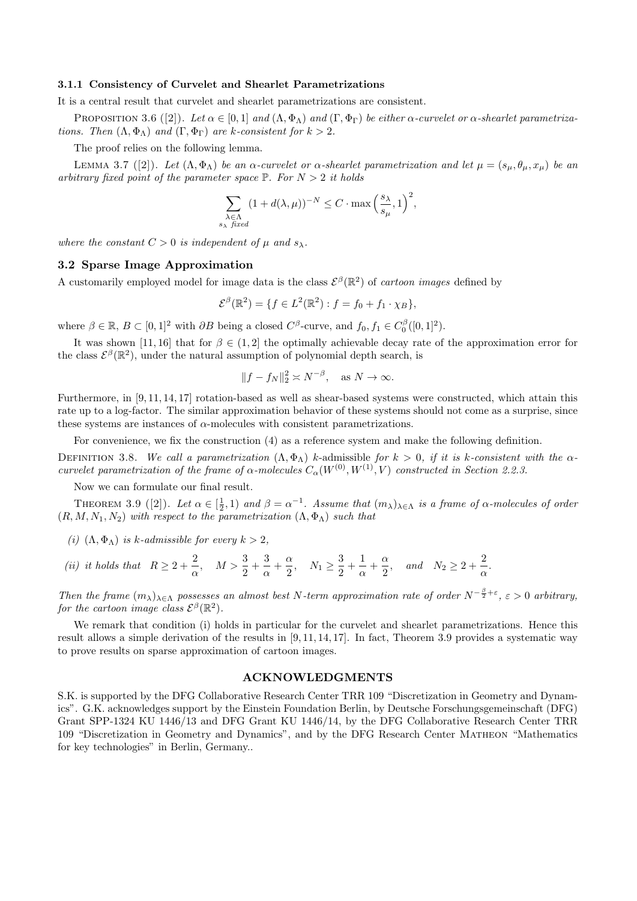### 3.1.1 Consistency of Curvelet and Shearlet Parametrizations

It is a central result that curvelet and shearlet parametrizations are consistent.

PROPOSITION 3.6 ([2]). *Let $\alpha \in [0,1]$ and $(\Lambda, \Phi_\Lambda)$ and $(\Gamma, \Phi_\Gamma)$ be either $\alpha$-curvelet or $\alpha$-shearlet parametrizations. Then $(\Lambda, \Phi_\Lambda)$ and $(\Gamma, \Phi_\Gamma)$ are $k$-consistent for $k > 2$.*

The proof relies on the following lemma.

LEMMA 3.7 ([2]). *Let $(\Lambda, \Phi_\Lambda)$ be an $\alpha$-curvelet or $\alpha$-shearlet parametrization and let $\mu = (s_\mu, \theta_\mu, x_\mu)$ be an arbitrary fixed point of the parameter space $\mathbb{P}$. For $N > 2$ it holds*

$$\sum_{\substack{\lambda \in \Lambda \\ s_\lambda \text{ fixed}}} (1 + d(\lambda, \mu))^{-N} \leq C \cdot \max\Big(\frac{s_\lambda}{s_\mu}, 1\Big)^2,$$

*where the constant $C > 0$ is independent of $\mu$ and $s_\lambda$.*

## 3.2 Sparse Image Approximation

A customarily employed model for image data is the class $\mathcal{E}^\beta(\mathbb{R}^2)$ of *cartoon images* defined by

$$\mathcal{E}^\beta(\mathbb{R}^2) = \{f \in L^2(\mathbb{R}^2) : f = f_0 + f_1 \cdot \chi_B\},$$

where $\beta \in \mathbb{R}$, $B \subset [0,1]^2$ with $\partial B$ being a closed $C^\beta$-curve, and $f_0, f_1 \in C_0^\beta([0,1]^2)$.

It was shown [11, 16] that for $\beta \in (1,2]$ the optimally achievable decay rate of the approximation error for the class $\mathcal{E}^\beta(\mathbb{R}^2)$, under the natural assumption of polynomial depth search, is

$$\|f - f_N\|_2^2 \asymp N^{-\beta}, \quad \text{as } N \to \infty.$$

Furthermore, in [9, 11, 14, 17] rotation-based as well as shear-based systems were constructed, which attain this rate up to a log-factor. The similar approximation behavior of these systems should not come as a surprise, since these systems are instances of $\alpha$-molecules with consistent parametrizations.

For convenience, we fix the construction (4) as a reference system and make the following definition.

DEFINITION 3.8. *We call a parametrization $(\Lambda, \Phi_\Lambda)$ $k$-admissible for $k > 0$, if it is $k$-consistent with the $\alpha$-curvelet parametrization of the frame of $\alpha$-molecules $C_\alpha(W^{(0)}, W^{(1)}, V)$ constructed in Section 2.2.3.*

Now we can formulate our final result.

THEOREM 3.9 ([2]). *Let $\alpha \in [\frac{1}{2}, 1)$ and $\beta = \alpha^{-1}$. Assume that $(m_\lambda)_{\lambda \in \Lambda}$ is a frame of $\alpha$-molecules of order $(R, M, N_1, N_2)$ with respect to the parametrization $(\Lambda, \Phi_\Lambda)$ such that*

*(i) $(\Lambda, \Phi_\Lambda)$ is $k$-admissible for every $k > 2$,*

*(ii) it holds that* $R \geq 2 + \dfrac{2}{\alpha}, \quad M > \dfrac{3}{2} + \dfrac{3}{\alpha} + \dfrac{\alpha}{2}, \quad N_1 \geq \dfrac{3}{2} + \dfrac{1}{\alpha} + \dfrac{\alpha}{2}, \quad$ *and* $\quad N_2 \geq 2 + \dfrac{2}{\alpha}.$

*Then the frame $(m_\lambda)_{\lambda \in \Lambda}$ possesses an almost best $N$-term approximation rate of order $N^{-\frac{\beta}{2} + \varepsilon}$, $\varepsilon > 0$ arbitrary, for the cartoon image class $\mathcal{E}^\beta(\mathbb{R}^2)$.*

We remark that condition (i) holds in particular for the curvelet and shearlet parametrizations. Hence this result allows a simple derivation of the results in [9, 11, 14, 17]. In fact, Theorem 3.9 provides a systematic way to prove results on sparse approximation of cartoon images.

## ACKNOWLEDGMENTS

S.K. is supported by the DFG Collaborative Research Center TRR 109 "Discretization in Geometry and Dynamics". G.K. acknowledges support by the Einstein Foundation Berlin, by Deutsche Forschungsgemeinschaft (DFG) Grant SPP-1324 KU 1446/13 and DFG Grant KU 1446/14, by the DFG Collaborative Research Center TRR 109 "Discretization in Geometry and Dynamics", and by the DFG Research Center MATHEON "Mathematics for key technologies" in Berlin, Germany..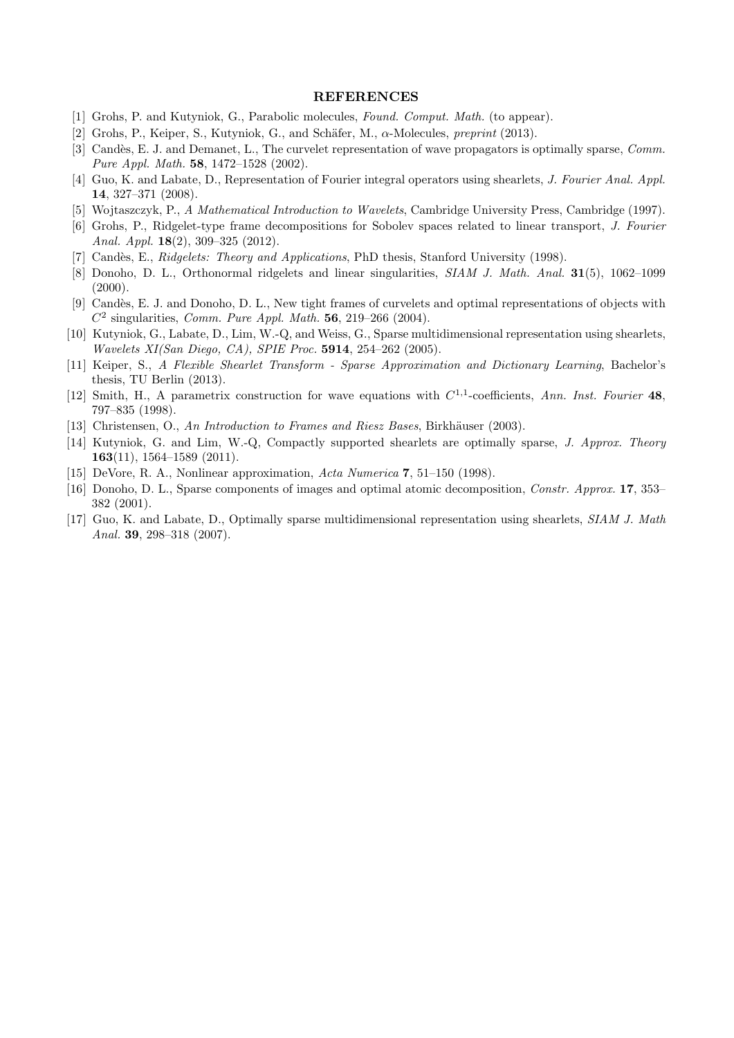## REFERENCES

[1] Grohs, P. and Kutyniok, G., Parabolic molecules, *Found. Comput. Math.* (to appear).

[2] Grohs, P., Keiper, S., Kutyniok, G., and Schäfer, M., $\alpha$-Molecules, *preprint* (2013).

[3] Candès, E. J. and Demanet, L., The curvelet representation of wave propagators is optimally sparse, *Comm. Pure Appl. Math.* **58**, 1472–1528 (2002).

[4] Guo, K. and Labate, D., Representation of Fourier integral operators using shearlets, *J. Fourier Anal. Appl.* **14**, 327–371 (2008).

[5] Wojtaszczyk, P., *A Mathematical Introduction to Wavelets*, Cambridge University Press, Cambridge (1997).

[6] Grohs, P., Ridgelet-type frame decompositions for Sobolev spaces related to linear transport, *J. Fourier Anal. Appl.* **18**(2), 309–325 (2012).

[7] Candès, E., *Ridgelets: Theory and Applications*, PhD thesis, Stanford University (1998).

[8] Donoho, D. L., Orthonormal ridgelets and linear singularities, *SIAM J. Math. Anal.* **31**(5), 1062–1099 (2000).

[9] Candès, E. J. and Donoho, D. L., New tight frames of curvelets and optimal representations of objects with $C^2$ singularities, *Comm. Pure Appl. Math.* **56**, 219–266 (2004).

[10] Kutyniok, G., Labate, D., Lim, W.-Q, and Weiss, G., Sparse multidimensional representation using shearlets, *Wavelets XI(San Diego, CA), SPIE Proc.* **5914**, 254–262 (2005).

[11] Keiper, S., *A Flexible Shearlet Transform - Sparse Approximation and Dictionary Learning*, Bachelor's thesis, TU Berlin (2013).

[12] Smith, H., A parametrix construction for wave equations with $C^{1,1}$-coefficients, *Ann. Inst. Fourier* **48**, 797–835 (1998).

[13] Christensen, O., *An Introduction to Frames and Riesz Bases*, Birkhäuser (2003).

[14] Kutyniok, G. and Lim, W.-Q, Compactly supported shearlets are optimally sparse, *J. Approx. Theory* **163**(11), 1564–1589 (2011).

[15] DeVore, R. A., Nonlinear approximation, *Acta Numerica* **7**, 51–150 (1998).

[16] Donoho, D. L., Sparse components of images and optimal atomic decomposition, *Constr. Approx.* **17**, 353–382 (2001).

[17] Guo, K. and Labate, D., Optimally sparse multidimensional representation using shearlets, *SIAM J. Math Anal.* **39**, 298–318 (2007).